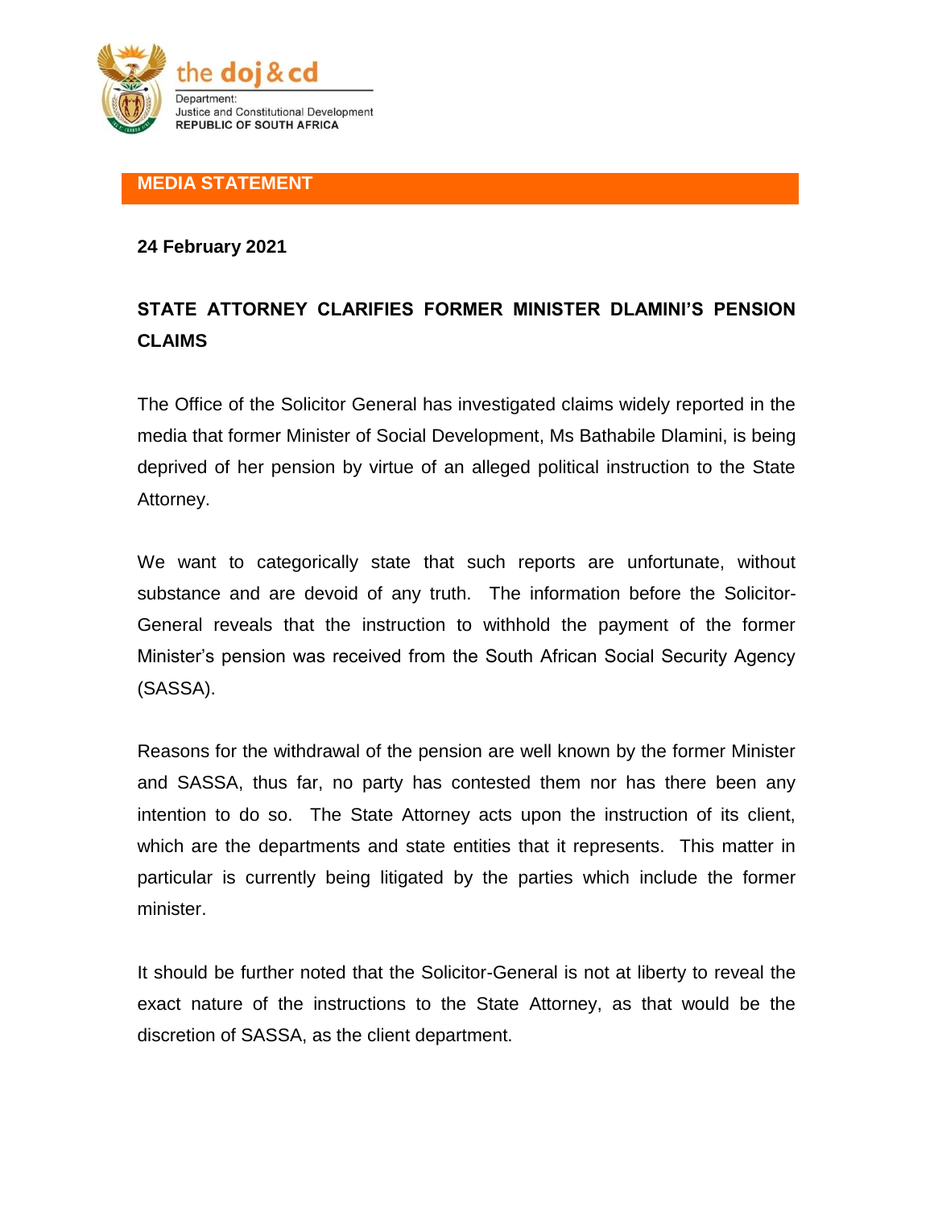the doj & cd

Department:
Justice and Constitutional Development
REPUBLIC OF SOUTH AFRICA

**MEDIA STATEMENT**

**24 February 2021**

# STATE ATTORNEY CLARIFIES FORMER MINISTER DLAMINI'S PENSION CLAIMS

The Office of the Solicitor General has investigated claims widely reported in the media that former Minister of Social Development, Ms Bathabile Dlamini, is being deprived of her pension by virtue of an alleged political instruction to the State Attorney.

We want to categorically state that such reports are unfortunate, without substance and are devoid of any truth. The information before the Solicitor-General reveals that the instruction to withhold the payment of the former Minister's pension was received from the South African Social Security Agency (SASSA).

Reasons for the withdrawal of the pension are well known by the former Minister and SASSA, thus far, no party has contested them nor has there been any intention to do so. The State Attorney acts upon the instruction of its client, which are the departments and state entities that it represents. This matter in particular is currently being litigated by the parties which include the former minister.

It should be further noted that the Solicitor-General is not at liberty to reveal the exact nature of the instructions to the State Attorney, as that would be the discretion of SASSA, as the client department.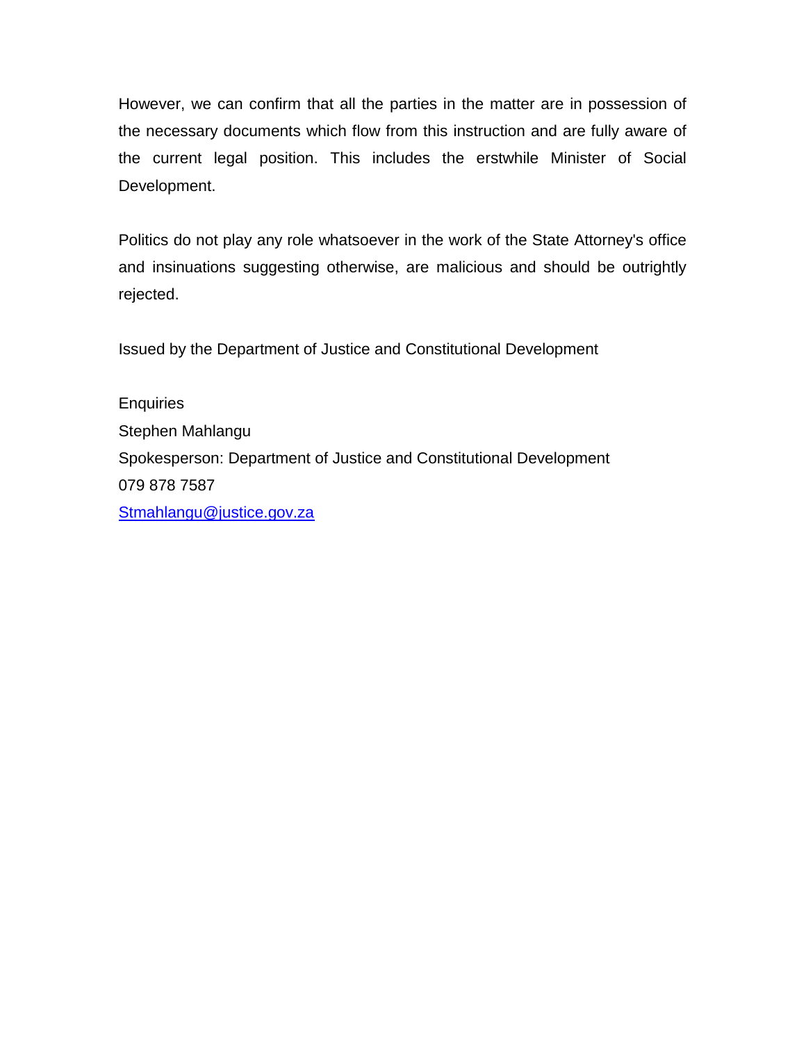However, we can confirm that all the parties in the matter are in possession of the necessary documents which flow from this instruction and are fully aware of the current legal position. This includes the erstwhile Minister of Social Development.

Politics do not play any role whatsoever in the work of the State Attorney's office and insinuations suggesting otherwise, are malicious and should be outrightly rejected.

Issued by the Department of Justice and Constitutional Development

Enquiries
Stephen Mahlangu
Spokesperson: Department of Justice and Constitutional Development
079 878 7587
Stmahlangu@justice.gov.za